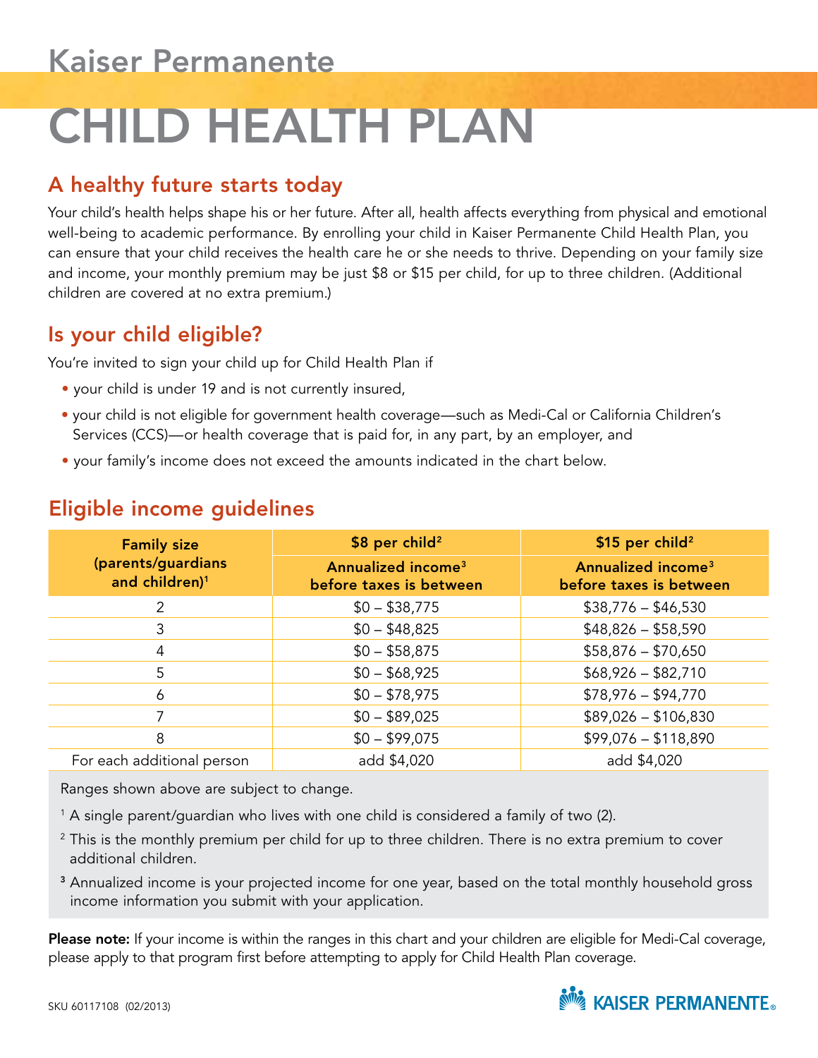Kaiser Permanente

# CHILD HEALTH PLAN

## A healthy future starts today

Your child's health helps shape his or her future. After all, health affects everything from physical and emotional well-being to academic performance. By enrolling your child in Kaiser Permanente Child Health Plan, you can ensure that your child receives the health care he or she needs to thrive. Depending on your family size and income, your monthly premium may be just $8 or $15 per child, for up to three children. (Additional children are covered at no extra premium.)

## Is your child eligible?

You're invited to sign your child up for Child Health Plan if

- your child is under 19 and is not currently insured,
- your child is not eligible for government health coverage—such as Medi-Cal or California Children's Services (CCS)—or health coverage that is paid for, in any part, by an employer, and
- your family's income does not exceed the amounts indicated in the chart below.

## Eligible income guidelines

| Family size (parents/guardians and children)[1] | $8 per child[2] | $15 per child[2] |
|---|---|---|
| | Annualized income[3] before taxes is between | Annualized income[3] before taxes is between |
| 2 | $0 – $38,775 | $38,776 – $46,530 |
| 3 | $0 – $48,825 | $48,826 – $58,590 |
| 4 | $0 – $58,875 | $58,876 – $70,650 |
| 5 | $0 – $68,925 | $68,926 – $82,710 |
| 6 | $0 – $78,975 | $78,976 – $94,770 |
| 7 | $0 – $89,025 | $89,026 – $106,830 |
| 8 | $0 – $99,075 | $99,076 – $118,890 |
| For each additional person | add $4,020 | add $4,020 |

Ranges shown above are subject to change.

[1] A single parent/guardian who lives with one child is considered a family of two (2).

[2] This is the monthly premium per child for up to three children. There is no extra premium to cover additional children.

[3] Annualized income is your projected income for one year, based on the total monthly household gross income information you submit with your application.

**Please note:** If your income is within the ranges in this chart and your children are eligible for Medi-Cal coverage, please apply to that program first before attempting to apply for Child Health Plan coverage.

SKU 60117108 (02/2013)

KAISER PERMANENTE®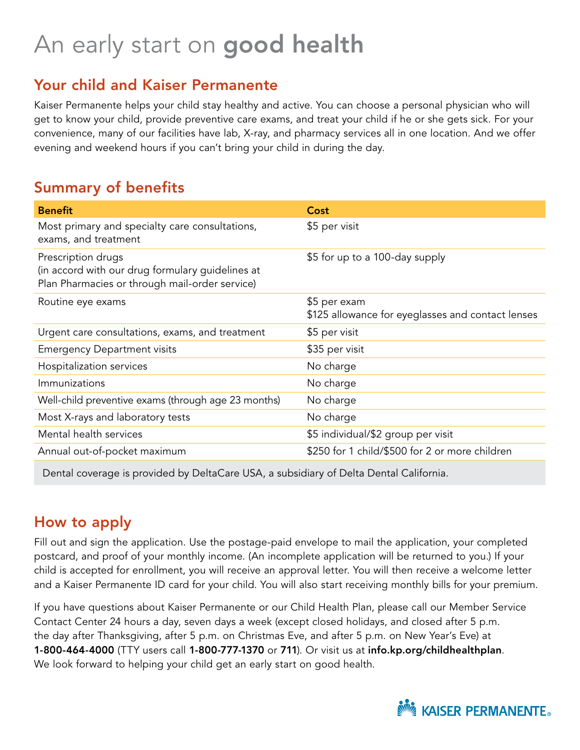# An early start on **good health**

## Your child and Kaiser Permanente

Kaiser Permanente helps your child stay healthy and active. You can choose a personal physician who will get to know your child, provide preventive care exams, and treat your child if he or she gets sick. For your convenience, many of our facilities have lab, X-ray, and pharmacy services all in one location. And we offer evening and weekend hours if you can't bring your child in during the day.

## Summary of benefits

| **Benefit** | **Cost** |
|---|---|
| Most primary and specialty care consultations, exams, and treatment | $5 per visit |
| Prescription drugs (in accord with our drug formulary guidelines at Plan Pharmacies or through mail-order service) | $5 for up to a 100-day supply |
| Routine eye exams | $5 per exam<br>$125 allowance for eyeglasses and contact lenses |
| Urgent care consultations, exams, and treatment | $5 per visit |
| Emergency Department visits | $35 per visit |
| Hospitalization services | No charge |
| Immunizations | No charge |
| Well-child preventive exams (through age 23 months) | No charge |
| Most X-rays and laboratory tests | No charge |
| Mental health services | $5 individual/$2 group per visit |
| Annual out-of-pocket maximum | $250 for 1 child/$500 for 2 or more children |

Dental coverage is provided by DeltaCare USA, a subsidiary of Delta Dental California.

## How to apply

Fill out and sign the application. Use the postage-paid envelope to mail the application, your completed postcard, and proof of your monthly income. (An incomplete application will be returned to you.) If your child is accepted for enrollment, you will receive an approval letter. You will then receive a welcome letter and a Kaiser Permanente ID card for your child. You will also start receiving monthly bills for your premium.

If you have questions about Kaiser Permanente or our Child Health Plan, please call our Member Service Contact Center 24 hours a day, seven days a week (except closed holidays, and closed after 5 p.m. the day after Thanksgiving, after 5 p.m. on Christmas Eve, and after 5 p.m. on New Year's Eve) at **1-800-464-4000** (TTY users call **1-800-777-1370** or **711**). Or visit us at **info.kp.org/childhealthplan**. We look forward to helping your child get an early start on good health.

KAISER PERMANENTE®